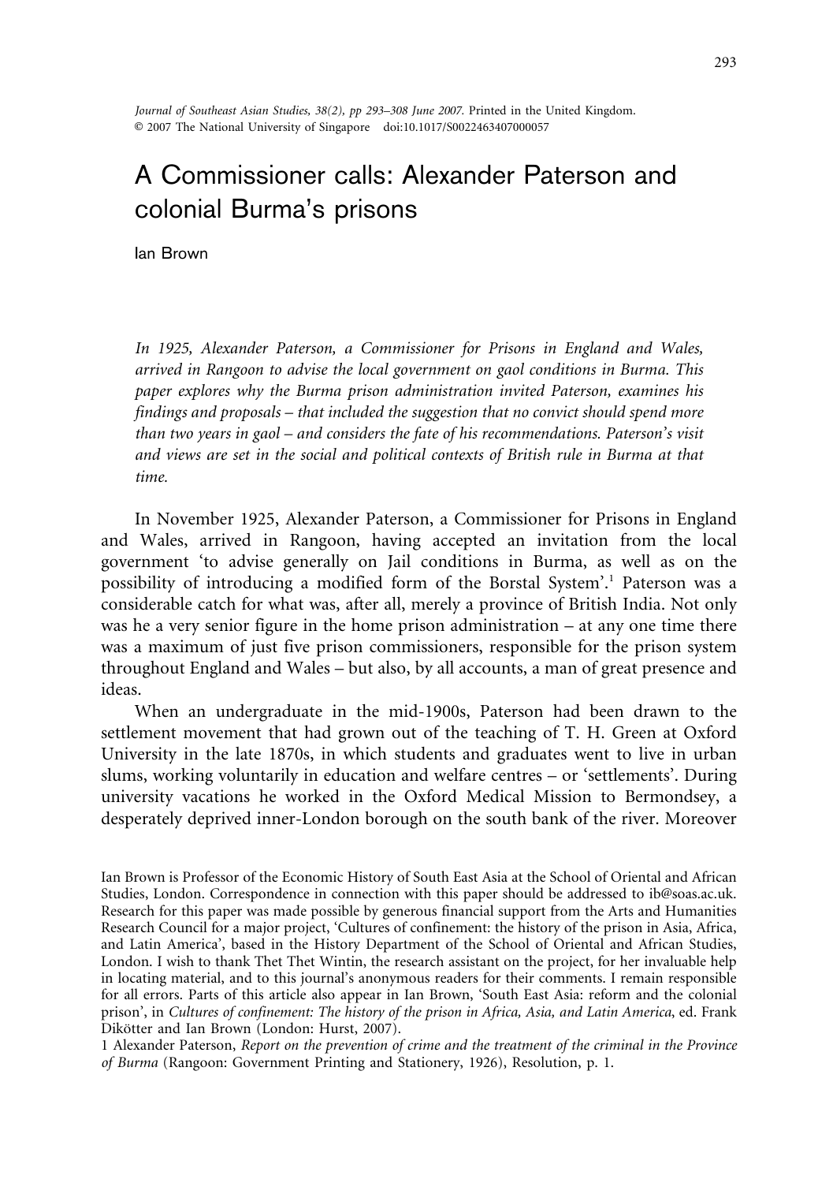*Journal of Southeast Asian Studies, 38(2), pp 293–308 June 2007.* Printed in the United Kingdom.
© 2007 The National University of Singapore doi:10.1017/S0022463407000057

# A Commissioner calls: Alexander Paterson and colonial Burma's prisons

Ian Brown

*In 1925, Alexander Paterson, a Commissioner for Prisons in England and Wales, arrived in Rangoon to advise the local government on gaol conditions in Burma. This paper explores why the Burma prison administration invited Paterson, examines his findings and proposals – that included the suggestion that no convict should spend more than two years in gaol – and considers the fate of his recommendations. Paterson's visit and views are set in the social and political contexts of British rule in Burma at that time.*

In November 1925, Alexander Paterson, a Commissioner for Prisons in England and Wales, arrived in Rangoon, having accepted an invitation from the local government 'to advise generally on Jail conditions in Burma, as well as on the possibility of introducing a modified form of the Borstal System'.[1] Paterson was a considerable catch for what was, after all, merely a province of British India. Not only was he a very senior figure in the home prison administration – at any one time there was a maximum of just five prison commissioners, responsible for the prison system throughout England and Wales – but also, by all accounts, a man of great presence and ideas.

When an undergraduate in the mid-1900s, Paterson had been drawn to the settlement movement that had grown out of the teaching of T. H. Green at Oxford University in the late 1870s, in which students and graduates went to live in urban slums, working voluntarily in education and welfare centres – or 'settlements'. During university vacations he worked in the Oxford Medical Mission to Bermondsey, a desperately deprived inner-London borough on the south bank of the river. Moreover

Ian Brown is Professor of the Economic History of South East Asia at the School of Oriental and African Studies, London. Correspondence in connection with this paper should be addressed to ib@soas.ac.uk. Research for this paper was made possible by generous financial support from the Arts and Humanities Research Council for a major project, 'Cultures of confinement: the history of the prison in Asia, Africa, and Latin America', based in the History Department of the School of Oriental and African Studies, London. I wish to thank Thet Thet Wintin, the research assistant on the project, for her invaluable help in locating material, and to this journal's anonymous readers for their comments. I remain responsible for all errors. Parts of this article also appear in Ian Brown, 'South East Asia: reform and the colonial prison', in *Cultures of confinement: The history of the prison in Africa, Asia, and Latin America*, ed. Frank Dikötter and Ian Brown (London: Hurst, 2007).

1 Alexander Paterson, *Report on the prevention of crime and the treatment of the criminal in the Province of Burma* (Rangoon: Government Printing and Stationery, 1926), Resolution, p. 1.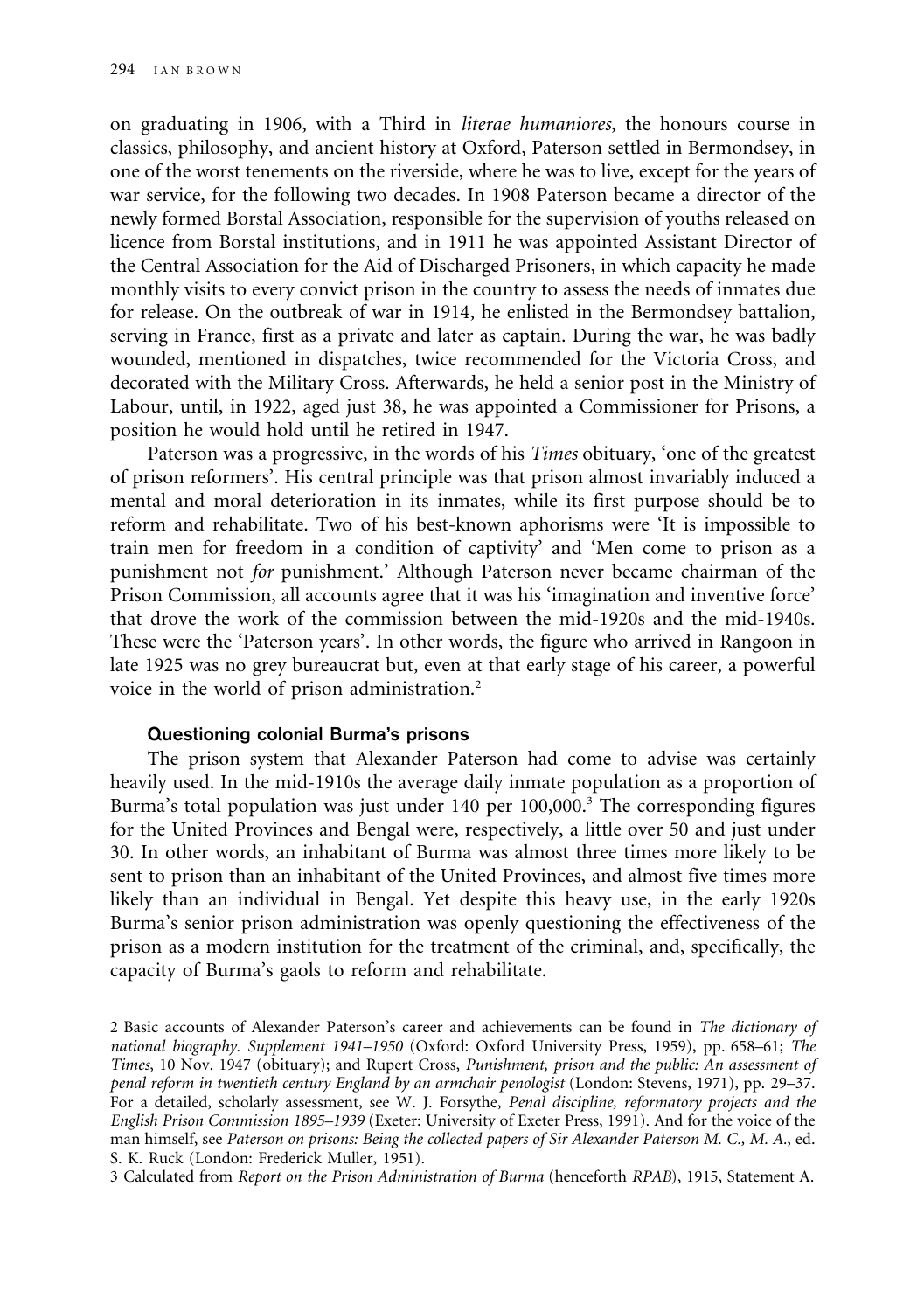on graduating in 1906, with a Third in *literae humaniores*, the honours course in classics, philosophy, and ancient history at Oxford, Paterson settled in Bermondsey, in one of the worst tenements on the riverside, where he was to live, except for the years of war service, for the following two decades. In 1908 Paterson became a director of the newly formed Borstal Association, responsible for the supervision of youths released on licence from Borstal institutions, and in 1911 he was appointed Assistant Director of the Central Association for the Aid of Discharged Prisoners, in which capacity he made monthly visits to every convict prison in the country to assess the needs of inmates due for release. On the outbreak of war in 1914, he enlisted in the Bermondsey battalion, serving in France, first as a private and later as captain. During the war, he was badly wounded, mentioned in dispatches, twice recommended for the Victoria Cross, and decorated with the Military Cross. Afterwards, he held a senior post in the Ministry of Labour, until, in 1922, aged just 38, he was appointed a Commissioner for Prisons, a position he would hold until he retired in 1947.

Paterson was a progressive, in the words of his *Times* obituary, 'one of the greatest of prison reformers'. His central principle was that prison almost invariably induced a mental and moral deterioration in its inmates, while its first purpose should be to reform and rehabilitate. Two of his best-known aphorisms were 'It is impossible to train men for freedom in a condition of captivity' and 'Men come to prison as a punishment not *for* punishment.' Although Paterson never became chairman of the Prison Commission, all accounts agree that it was his 'imagination and inventive force' that drove the work of the commission between the mid-1920s and the mid-1940s. These were the 'Paterson years'. In other words, the figure who arrived in Rangoon in late 1925 was no grey bureaucrat but, even at that early stage of his career, a powerful voice in the world of prison administration.[2]

## Questioning colonial Burma's prisons

The prison system that Alexander Paterson had come to advise was certainly heavily used. In the mid-1910s the average daily inmate population as a proportion of Burma's total population was just under 140 per 100,000.[3] The corresponding figures for the United Provinces and Bengal were, respectively, a little over 50 and just under 30. In other words, an inhabitant of Burma was almost three times more likely to be sent to prison than an inhabitant of the United Provinces, and almost five times more likely than an individual in Bengal. Yet despite this heavy use, in the early 1920s Burma's senior prison administration was openly questioning the effectiveness of the prison as a modern institution for the treatment of the criminal, and, specifically, the capacity of Burma's gaols to reform and rehabilitate.

2 Basic accounts of Alexander Paterson's career and achievements can be found in *The dictionary of national biography. Supplement 1941–1950* (Oxford: Oxford University Press, 1959), pp. 658–61; *The Times*, 10 Nov. 1947 (obituary); and Rupert Cross, *Punishment, prison and the public: An assessment of penal reform in twentieth century England by an armchair penologist* (London: Stevens, 1971), pp. 29–37. For a detailed, scholarly assessment, see W. J. Forsythe, *Penal discipline, reformatory projects and the English Prison Commission 1895–1939* (Exeter: University of Exeter Press, 1991). And for the voice of the man himself, see *Paterson on prisons: Being the collected papers of Sir Alexander Paterson M. C., M. A.*, ed. S. K. Ruck (London: Frederick Muller, 1951).

3 Calculated from *Report on the Prison Administration of Burma* (henceforth *RPAB*), 1915, Statement A.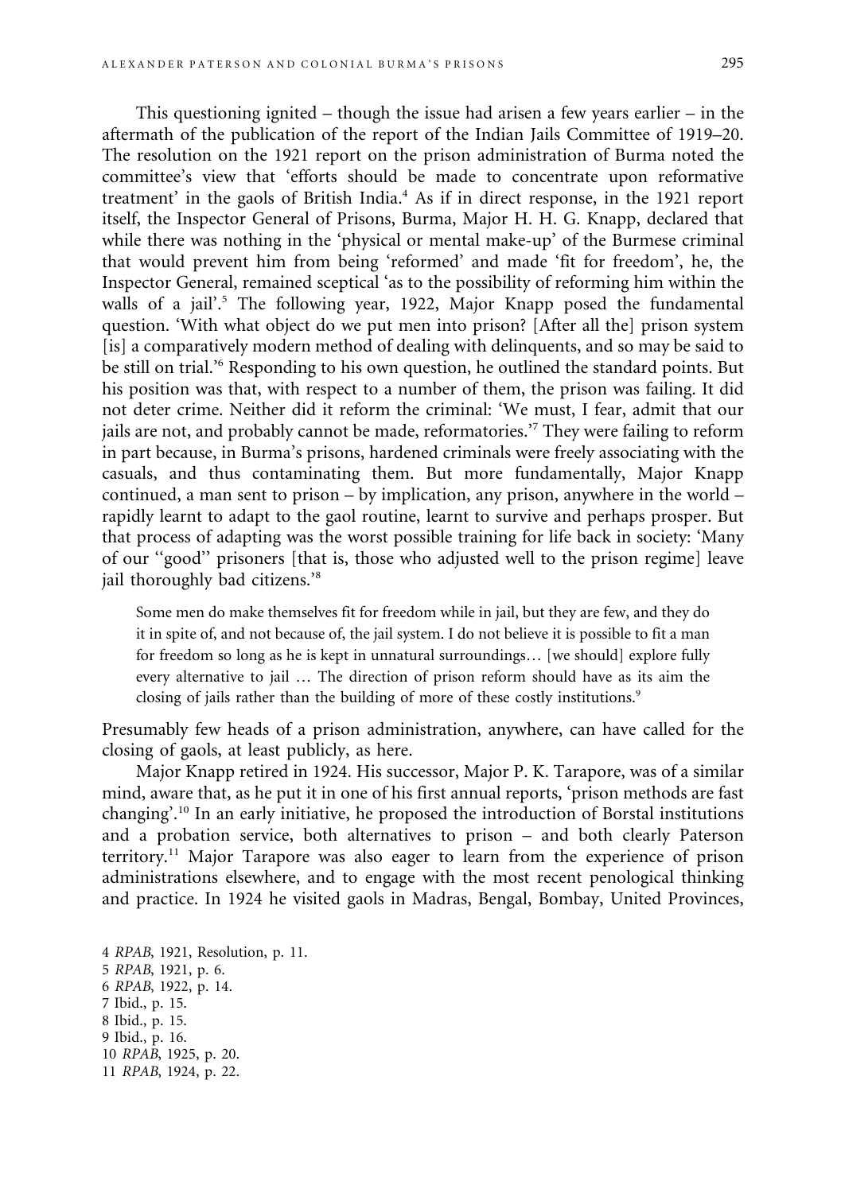This questioning ignited – though the issue had arisen a few years earlier – in the aftermath of the publication of the report of the Indian Jails Committee of 1919–20. The resolution on the 1921 report on the prison administration of Burma noted the committee's view that 'efforts should be made to concentrate upon reformative treatment' in the gaols of British India.[4] As if in direct response, in the 1921 report itself, the Inspector General of Prisons, Burma, Major H. H. G. Knapp, declared that while there was nothing in the 'physical or mental make-up' of the Burmese criminal that would prevent him from being 'reformed' and made 'fit for freedom', he, the Inspector General, remained sceptical 'as to the possibility of reforming him within the walls of a jail'.[5] The following year, 1922, Major Knapp posed the fundamental question. 'With what object do we put men into prison? [After all the] prison system [is] a comparatively modern method of dealing with delinquents, and so may be said to be still on trial.'[6] Responding to his own question, he outlined the standard points. But his position was that, with respect to a number of them, the prison was failing. It did not deter crime. Neither did it reform the criminal: 'We must, I fear, admit that our jails are not, and probably cannot be made, reformatories.'[7] They were failing to reform in part because, in Burma's prisons, hardened criminals were freely associating with the casuals, and thus contaminating them. But more fundamentally, Major Knapp continued, a man sent to prison – by implication, any prison, anywhere in the world – rapidly learnt to adapt to the gaol routine, learnt to survive and perhaps prosper. But that process of adapting was the worst possible training for life back in society: 'Many of our "good" prisoners [that is, those who adjusted well to the prison regime] leave jail thoroughly bad citizens.'[8]

> Some men do make themselves fit for freedom while in jail, but they are few, and they do it in spite of, and not because of, the jail system. I do not believe it is possible to fit a man for freedom so long as he is kept in unnatural surroundings… [we should] explore fully every alternative to jail … The direction of prison reform should have as its aim the closing of jails rather than the building of more of these costly institutions.[9]

Presumably few heads of a prison administration, anywhere, can have called for the closing of gaols, at least publicly, as here.

Major Knapp retired in 1924. His successor, Major P. K. Tarapore, was of a similar mind, aware that, as he put it in one of his first annual reports, 'prison methods are fast changing'.[10] In an early initiative, he proposed the introduction of Borstal institutions and a probation service, both alternatives to prison – and both clearly Paterson territory.[11] Major Tarapore was also eager to learn from the experience of prison administrations elsewhere, and to engage with the most recent penological thinking and practice. In 1924 he visited gaols in Madras, Bengal, Bombay, United Provinces,

4 *RPAB*, 1921, Resolution, p. 11.
5 *RPAB*, 1921, p. 6.
6 *RPAB*, 1922, p. 14.
7 Ibid., p. 15.
8 Ibid., p. 15.
9 Ibid., p. 16.
10 *RPAB*, 1925, p. 20.
11 *RPAB*, 1924, p. 22.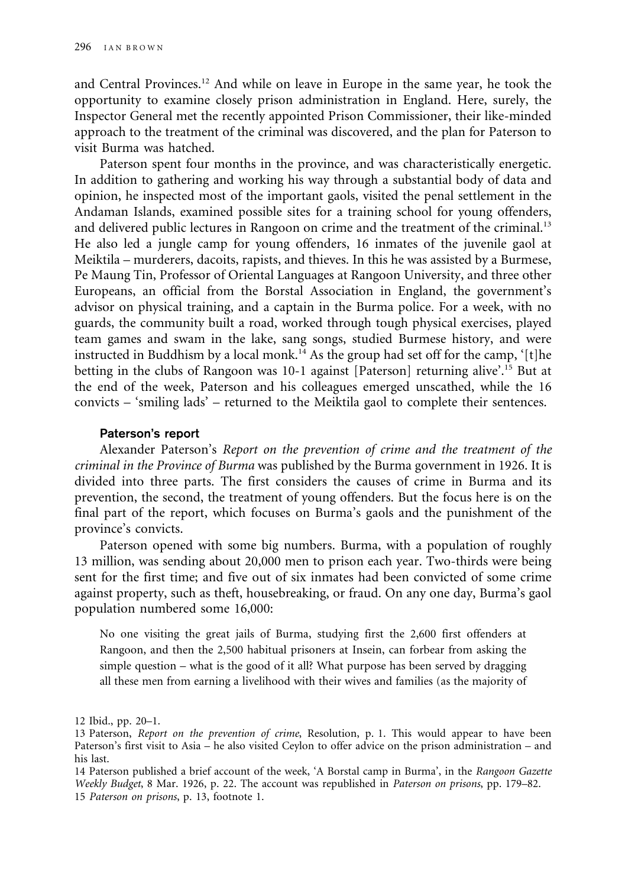and Central Provinces.[12] And while on leave in Europe in the same year, he took the opportunity to examine closely prison administration in England. Here, surely, the Inspector General met the recently appointed Prison Commissioner, their like-minded approach to the treatment of the criminal was discovered, and the plan for Paterson to visit Burma was hatched.

Paterson spent four months in the province, and was characteristically energetic. In addition to gathering and working his way through a substantial body of data and opinion, he inspected most of the important gaols, visited the penal settlement in the Andaman Islands, examined possible sites for a training school for young offenders, and delivered public lectures in Rangoon on crime and the treatment of the criminal.[13] He also led a jungle camp for young offenders, 16 inmates of the juvenile gaol at Meiktila – murderers, dacoits, rapists, and thieves. In this he was assisted by a Burmese, Pe Maung Tin, Professor of Oriental Languages at Rangoon University, and three other Europeans, an official from the Borstal Association in England, the government's advisor on physical training, and a captain in the Burma police. For a week, with no guards, the community built a road, worked through tough physical exercises, played team games and swam in the lake, sang songs, studied Burmese history, and were instructed in Buddhism by a local monk.[14] As the group had set off for the camp, '[t]he betting in the clubs of Rangoon was 10-1 against [Paterson] returning alive'.[15] But at the end of the week, Paterson and his colleagues emerged unscathed, while the 16 convicts – 'smiling lads' – returned to the Meiktila gaol to complete their sentences.

### Paterson's report

Alexander Paterson's *Report on the prevention of crime and the treatment of the criminal in the Province of Burma* was published by the Burma government in 1926. It is divided into three parts. The first considers the causes of crime in Burma and its prevention, the second, the treatment of young offenders. But the focus here is on the final part of the report, which focuses on Burma's gaols and the punishment of the province's convicts.

Paterson opened with some big numbers. Burma, with a population of roughly 13 million, was sending about 20,000 men to prison each year. Two-thirds were being sent for the first time; and five out of six inmates had been convicted of some crime against property, such as theft, housebreaking, or fraud. On any one day, Burma's gaol population numbered some 16,000:

> No one visiting the great jails of Burma, studying first the 2,600 first offenders at Rangoon, and then the 2,500 habitual prisoners at Insein, can forbear from asking the simple question – what is the good of it all? What purpose has been served by dragging all these men from earning a livelihood with their wives and families (as the majority of

12 Ibid., pp. 20–1.

13 Paterson, *Report on the prevention of crime*, Resolution, p. 1. This would appear to have been Paterson's first visit to Asia – he also visited Ceylon to offer advice on the prison administration – and his last.

14 Paterson published a brief account of the week, 'A Borstal camp in Burma', in the *Rangoon Gazette Weekly Budget*, 8 Mar. 1926, p. 22. The account was republished in *Paterson on prisons*, pp. 179–82.

15 *Paterson on prisons*, p. 13, footnote 1.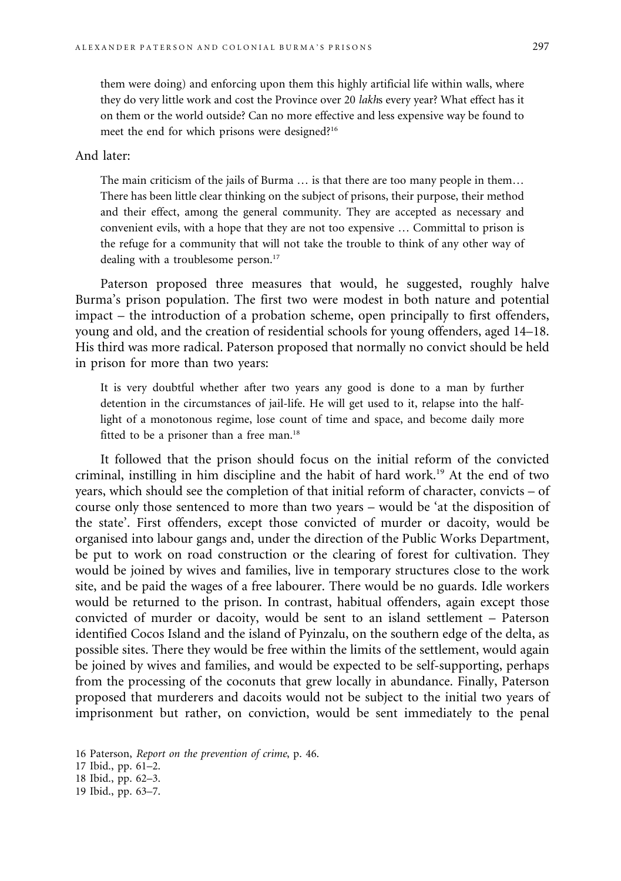> them were doing) and enforcing upon them this highly artificial life within walls, where they do very little work and cost the Province over 20 *lakh*s every year? What effect has it on them or the world outside? Can no more effective and less expensive way be found to meet the end for which prisons were designed?[16]

And later:

> The main criticism of the jails of Burma … is that there are too many people in them… There has been little clear thinking on the subject of prisons, their purpose, their method and their effect, among the general community. They are accepted as necessary and convenient evils, with a hope that they are not too expensive … Committal to prison is the refuge for a community that will not take the trouble to think of any other way of dealing with a troublesome person.[17]

Paterson proposed three measures that would, he suggested, roughly halve Burma's prison population. The first two were modest in both nature and potential impact – the introduction of a probation scheme, open principally to first offenders, young and old, and the creation of residential schools for young offenders, aged 14–18. His third was more radical. Paterson proposed that normally no convict should be held in prison for more than two years:

> It is very doubtful whether after two years any good is done to a man by further detention in the circumstances of jail-life. He will get used to it, relapse into the half-light of a monotonous regime, lose count of time and space, and become daily more fitted to be a prisoner than a free man.[18]

It followed that the prison should focus on the initial reform of the convicted criminal, instilling in him discipline and the habit of hard work.[19] At the end of two years, which should see the completion of that initial reform of character, convicts – of course only those sentenced to more than two years – would be 'at the disposition of the state'. First offenders, except those convicted of murder or dacoity, would be organised into labour gangs and, under the direction of the Public Works Department, be put to work on road construction or the clearing of forest for cultivation. They would be joined by wives and families, live in temporary structures close to the work site, and be paid the wages of a free labourer. There would be no guards. Idle workers would be returned to the prison. In contrast, habitual offenders, again except those convicted of murder or dacoity, would be sent to an island settlement – Paterson identified Cocos Island and the island of Pyinzalu, on the southern edge of the delta, as possible sites. There they would be free within the limits of the settlement, would again be joined by wives and families, and would be expected to be self-supporting, perhaps from the processing of the coconuts that grew locally in abundance. Finally, Paterson proposed that murderers and dacoits would not be subject to the initial two years of imprisonment but rather, on conviction, would be sent immediately to the penal

16 Paterson, *Report on the prevention of crime*, p. 46.
17 Ibid., pp. 61–2.
18 Ibid., pp. 62–3.
19 Ibid., pp. 63–7.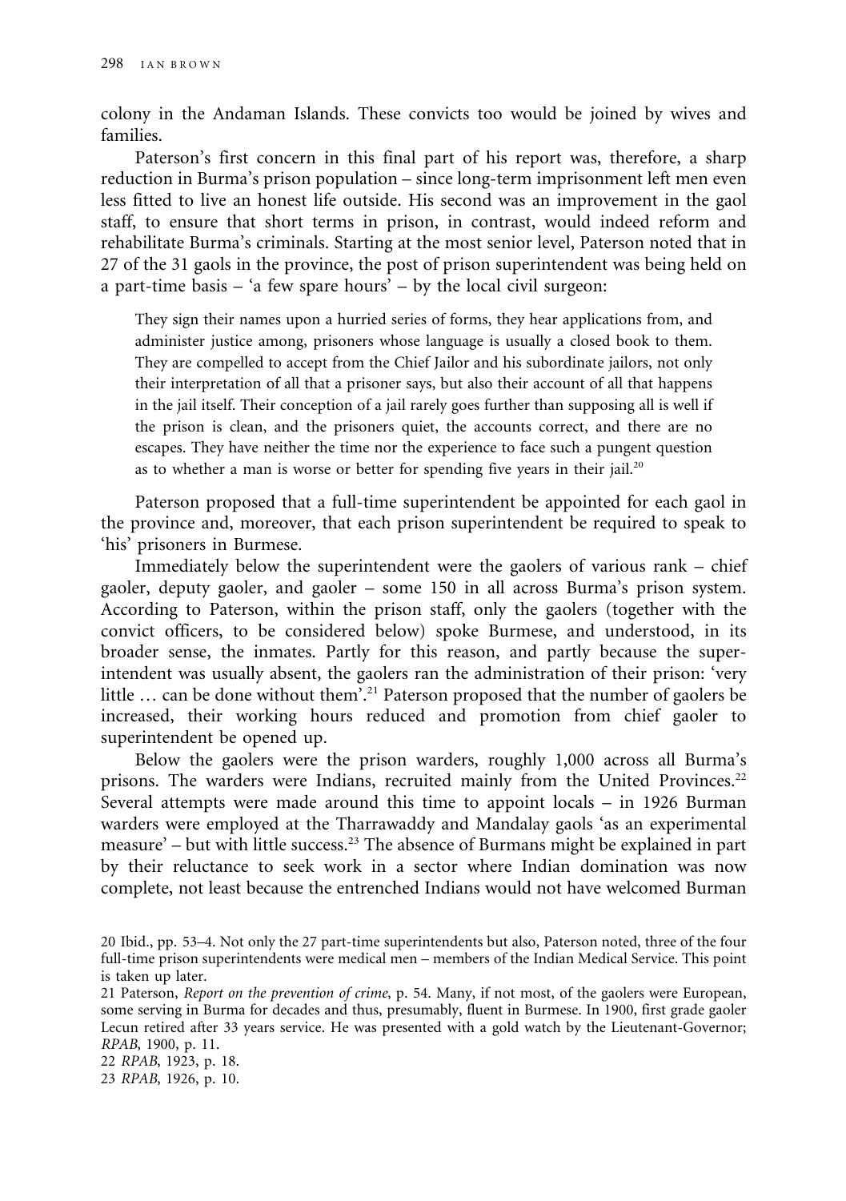colony in the Andaman Islands. These convicts too would be joined by wives and families.

Paterson's first concern in this final part of his report was, therefore, a sharp reduction in Burma's prison population – since long-term imprisonment left men even less fitted to live an honest life outside. His second was an improvement in the gaol staff, to ensure that short terms in prison, in contrast, would indeed reform and rehabilitate Burma's criminals. Starting at the most senior level, Paterson noted that in 27 of the 31 gaols in the province, the post of prison superintendent was being held on a part-time basis – 'a few spare hours' – by the local civil surgeon:

> They sign their names upon a hurried series of forms, they hear applications from, and administer justice among, prisoners whose language is usually a closed book to them. They are compelled to accept from the Chief Jailor and his subordinate jailors, not only their interpretation of all that a prisoner says, but also their account of all that happens in the jail itself. Their conception of a jail rarely goes further than supposing all is well if the prison is clean, and the prisoners quiet, the accounts correct, and there are no escapes. They have neither the time nor the experience to face such a pungent question as to whether a man is worse or better for spending five years in their jail.[20]

Paterson proposed that a full-time superintendent be appointed for each gaol in the province and, moreover, that each prison superintendent be required to speak to 'his' prisoners in Burmese.

Immediately below the superintendent were the gaolers of various rank – chief gaoler, deputy gaoler, and gaoler – some 150 in all across Burma's prison system. According to Paterson, within the prison staff, only the gaolers (together with the convict officers, to be considered below) spoke Burmese, and understood, in its broader sense, the inmates. Partly for this reason, and partly because the superintendent was usually absent, the gaolers ran the administration of their prison: 'very little … can be done without them'.[21] Paterson proposed that the number of gaolers be increased, their working hours reduced and promotion from chief gaoler to superintendent be opened up.

Below the gaolers were the prison warders, roughly 1,000 across all Burma's prisons. The warders were Indians, recruited mainly from the United Provinces.[22] Several attempts were made around this time to appoint locals – in 1926 Burman warders were employed at the Tharrawaddy and Mandalay gaols 'as an experimental measure' – but with little success.[23] The absence of Burmans might be explained in part by their reluctance to seek work in a sector where Indian domination was now complete, not least because the entrenched Indians would not have welcomed Burman

20 Ibid., pp. 53–4. Not only the 27 part-time superintendents but also, Paterson noted, three of the four full-time prison superintendents were medical men – members of the Indian Medical Service. This point is taken up later.

21 Paterson, *Report on the prevention of crime*, p. 54. Many, if not most, of the gaolers were European, some serving in Burma for decades and thus, presumably, fluent in Burmese. In 1900, first grade gaoler Lecun retired after 33 years service. He was presented with a gold watch by the Lieutenant-Governor; *RPAB*, 1900, p. 11.

22 *RPAB*, 1923, p. 18.

23 *RPAB*, 1926, p. 10.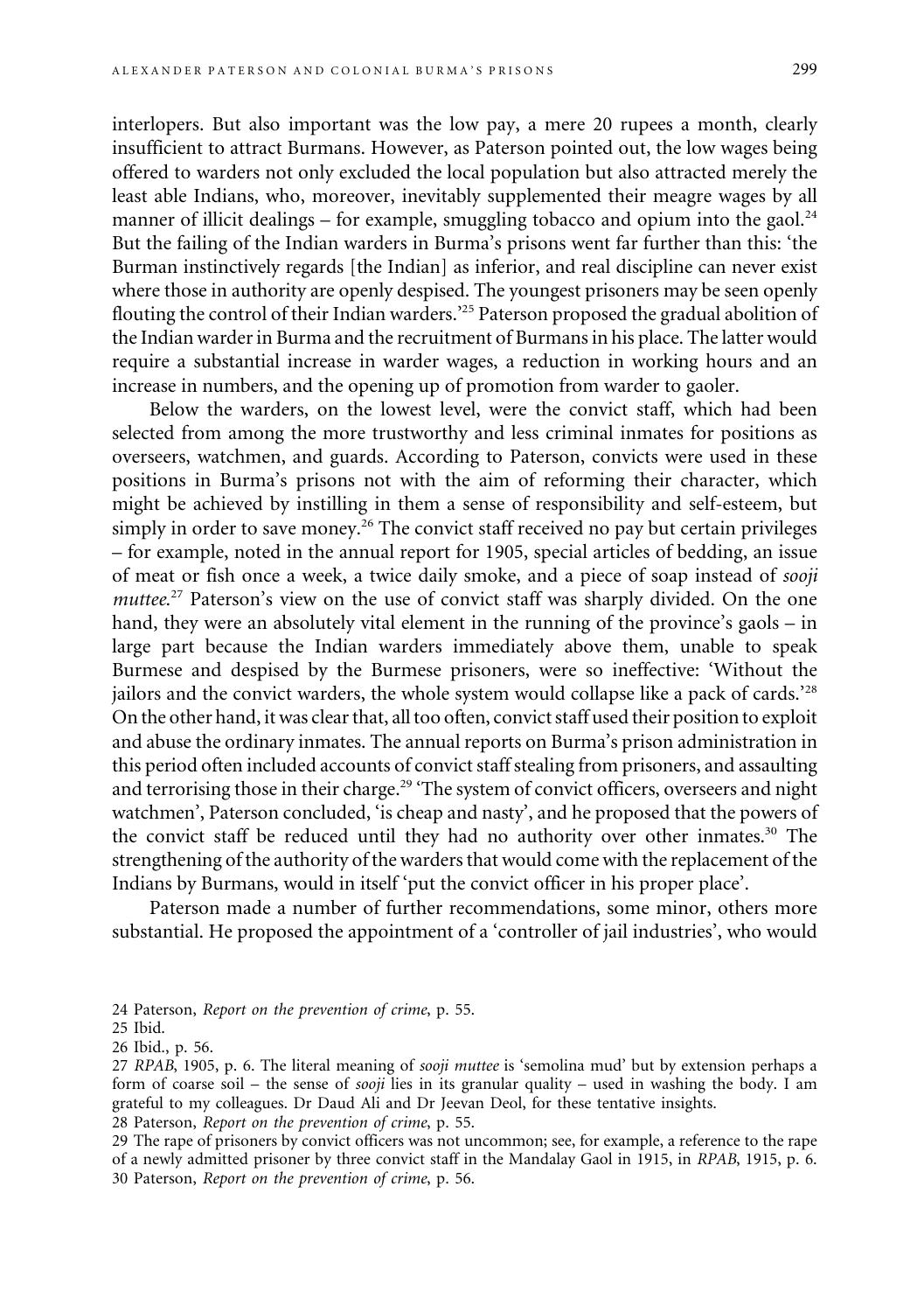interlopers. But also important was the low pay, a mere 20 rupees a month, clearly insufficient to attract Burmans. However, as Paterson pointed out, the low wages being offered to warders not only excluded the local population but also attracted merely the least able Indians, who, moreover, inevitably supplemented their meagre wages by all manner of illicit dealings – for example, smuggling tobacco and opium into the gaol.[24] But the failing of the Indian warders in Burma's prisons went far further than this: 'the Burman instinctively regards [the Indian] as inferior, and real discipline can never exist where those in authority are openly despised. The youngest prisoners may be seen openly flouting the control of their Indian warders.'[25] Paterson proposed the gradual abolition of the Indian warder in Burma and the recruitment of Burmans in his place. The latter would require a substantial increase in warder wages, a reduction in working hours and an increase in numbers, and the opening up of promotion from warder to gaoler.

Below the warders, on the lowest level, were the convict staff, which had been selected from among the more trustworthy and less criminal inmates for positions as overseers, watchmen, and guards. According to Paterson, convicts were used in these positions in Burma's prisons not with the aim of reforming their character, which might be achieved by instilling in them a sense of responsibility and self-esteem, but simply in order to save money.[26] The convict staff received no pay but certain privileges – for example, noted in the annual report for 1905, special articles of bedding, an issue of meat or fish once a week, a twice daily smoke, and a piece of soap instead of *sooji muttee*.[27] Paterson's view on the use of convict staff was sharply divided. On the one hand, they were an absolutely vital element in the running of the province's gaols – in large part because the Indian warders immediately above them, unable to speak Burmese and despised by the Burmese prisoners, were so ineffective: 'Without the jailors and the convict warders, the whole system would collapse like a pack of cards.'[28] On the other hand, it was clear that, all too often, convict staff used their position to exploit and abuse the ordinary inmates. The annual reports on Burma's prison administration in this period often included accounts of convict staff stealing from prisoners, and assaulting and terrorising those in their charge.[29] 'The system of convict officers, overseers and night watchmen', Paterson concluded, 'is cheap and nasty', and he proposed that the powers of the convict staff be reduced until they had no authority over other inmates.[30] The strengthening of the authority of the warders that would come with the replacement of the Indians by Burmans, would in itself 'put the convict officer in his proper place'.

Paterson made a number of further recommendations, some minor, others more substantial. He proposed the appointment of a 'controller of jail industries', who would

24 Paterson, *Report on the prevention of crime*, p. 55.

25 Ibid.

26 Ibid., p. 56.

27 *RPAB*, 1905, p. 6. The literal meaning of *sooji muttee* is 'semolina mud' but by extension perhaps a form of coarse soil – the sense of *sooji* lies in its granular quality – used in washing the body. I am grateful to my colleagues. Dr Daud Ali and Dr Jeevan Deol, for these tentative insights.

28 Paterson, *Report on the prevention of crime*, p. 55.

29 The rape of prisoners by convict officers was not uncommon; see, for example, a reference to the rape of a newly admitted prisoner by three convict staff in the Mandalay Gaol in 1915, in *RPAB*, 1915, p. 6.

30 Paterson, *Report on the prevention of crime*, p. 56.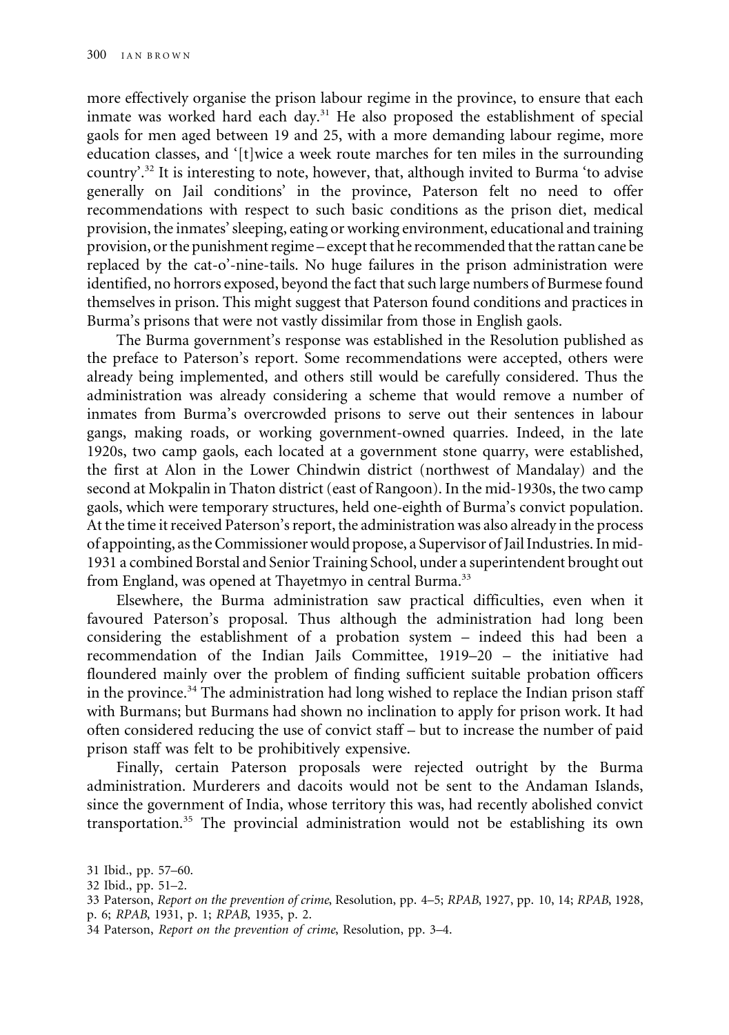more effectively organise the prison labour regime in the province, to ensure that each inmate was worked hard each day.[31] He also proposed the establishment of special gaols for men aged between 19 and 25, with a more demanding labour regime, more education classes, and '[t]wice a week route marches for ten miles in the surrounding country'.[32] It is interesting to note, however, that, although invited to Burma 'to advise generally on Jail conditions' in the province, Paterson felt no need to offer recommendations with respect to such basic conditions as the prison diet, medical provision, the inmates' sleeping, eating or working environment, educational and training provision, or the punishment regime – except that he recommended that the rattan cane be replaced by the cat-o'-nine-tails. No huge failures in the prison administration were identified, no horrors exposed, beyond the fact that such large numbers of Burmese found themselves in prison. This might suggest that Paterson found conditions and practices in Burma's prisons that were not vastly dissimilar from those in English gaols.

The Burma government's response was established in the Resolution published as the preface to Paterson's report. Some recommendations were accepted, others were already being implemented, and others still would be carefully considered. Thus the administration was already considering a scheme that would remove a number of inmates from Burma's overcrowded prisons to serve out their sentences in labour gangs, making roads, or working government-owned quarries. Indeed, in the late 1920s, two camp gaols, each located at a government stone quarry, were established, the first at Alon in the Lower Chindwin district (northwest of Mandalay) and the second at Mokpalin in Thaton district (east of Rangoon). In the mid-1930s, the two camp gaols, which were temporary structures, held one-eighth of Burma's convict population. At the time it received Paterson's report, the administration was also already in the process of appointing, as the Commissioner would propose, a Supervisor of Jail Industries. In mid-1931 a combined Borstal and Senior Training School, under a superintendent brought out from England, was opened at Thayetmyo in central Burma.[33]

Elsewhere, the Burma administration saw practical difficulties, even when it favoured Paterson's proposal. Thus although the administration had long been considering the establishment of a probation system – indeed this had been a recommendation of the Indian Jails Committee, 1919–20 – the initiative had floundered mainly over the problem of finding sufficient suitable probation officers in the province.[34] The administration had long wished to replace the Indian prison staff with Burmans; but Burmans had shown no inclination to apply for prison work. It had often considered reducing the use of convict staff – but to increase the number of paid prison staff was felt to be prohibitively expensive.

Finally, certain Paterson proposals were rejected outright by the Burma administration. Murderers and dacoits would not be sent to the Andaman Islands, since the government of India, whose territory this was, had recently abolished convict transportation.[35] The provincial administration would not be establishing its own

31 Ibid., pp. 57–60.

32 Ibid., pp. 51–2.

33 Paterson, *Report on the prevention of crime*, Resolution, pp. 4–5; *RPAB*, 1927, pp. 10, 14; *RPAB*, 1928, p. 6; *RPAB*, 1931, p. 1; *RPAB*, 1935, p. 2.

34 Paterson, *Report on the prevention of crime*, Resolution, pp. 3–4.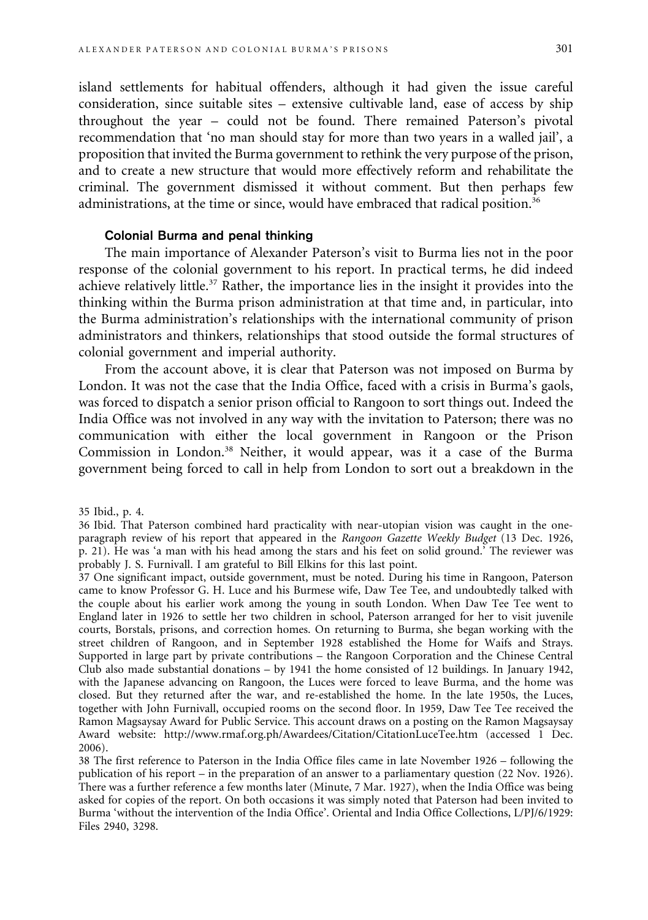island settlements for habitual offenders, although it had given the issue careful consideration, since suitable sites – extensive cultivable land, ease of access by ship throughout the year – could not be found. There remained Paterson's pivotal recommendation that 'no man should stay for more than two years in a walled jail', a proposition that invited the Burma government to rethink the very purpose of the prison, and to create a new structure that would more effectively reform and rehabilitate the criminal. The government dismissed it without comment. But then perhaps few administrations, at the time or since, would have embraced that radical position.[36]

### Colonial Burma and penal thinking

The main importance of Alexander Paterson's visit to Burma lies not in the poor response of the colonial government to his report. In practical terms, he did indeed achieve relatively little.[37] Rather, the importance lies in the insight it provides into the thinking within the Burma prison administration at that time and, in particular, into the Burma administration's relationships with the international community of prison administrators and thinkers, relationships that stood outside the formal structures of colonial government and imperial authority.

From the account above, it is clear that Paterson was not imposed on Burma by London. It was not the case that the India Office, faced with a crisis in Burma's gaols, was forced to dispatch a senior prison official to Rangoon to sort things out. Indeed the India Office was not involved in any way with the invitation to Paterson; there was no communication with either the local government in Rangoon or the Prison Commission in London.[38] Neither, it would appear, was it a case of the Burma government being forced to call in help from London to sort out a breakdown in the

35 Ibid., p. 4.

36 Ibid. That Paterson combined hard practicality with near-utopian vision was caught in the one-paragraph review of his report that appeared in the *Rangoon Gazette Weekly Budget* (13 Dec. 1926, p. 21). He was 'a man with his head among the stars and his feet on solid ground.' The reviewer was probably J. S. Furnivall. I am grateful to Bill Elkins for this last point.

37 One significant impact, outside government, must be noted. During his time in Rangoon, Paterson came to know Professor G. H. Luce and his Burmese wife, Daw Tee Tee, and undoubtedly talked with the couple about his earlier work among the young in south London. When Daw Tee Tee went to England later in 1926 to settle her two children in school, Paterson arranged for her to visit juvenile courts, Borstals, prisons, and correction homes. On returning to Burma, she began working with the street children of Rangoon, and in September 1928 established the Home for Waifs and Strays. Supported in large part by private contributions – the Rangoon Corporation and the Chinese Central Club also made substantial donations – by 1941 the home consisted of 12 buildings. In January 1942, with the Japanese advancing on Rangoon, the Luces were forced to leave Burma, and the home was closed. But they returned after the war, and re-established the home. In the late 1950s, the Luces, together with John Furnivall, occupied rooms on the second floor. In 1959, Daw Tee Tee received the Ramon Magsaysay Award for Public Service. This account draws on a posting on the Ramon Magsaysay Award website: http://www.rmaf.org.ph/Awardees/Citation/CitationLuceTee.htm (accessed 1 Dec. 2006).

38 The first reference to Paterson in the India Office files came in late November 1926 – following the publication of his report – in the preparation of an answer to a parliamentary question (22 Nov. 1926). There was a further reference a few months later (Minute, 7 Mar. 1927), when the India Office was being asked for copies of the report. On both occasions it was simply noted that Paterson had been invited to Burma 'without the intervention of the India Office'. Oriental and India Office Collections, L/PJ/6/1929: Files 2940, 3298.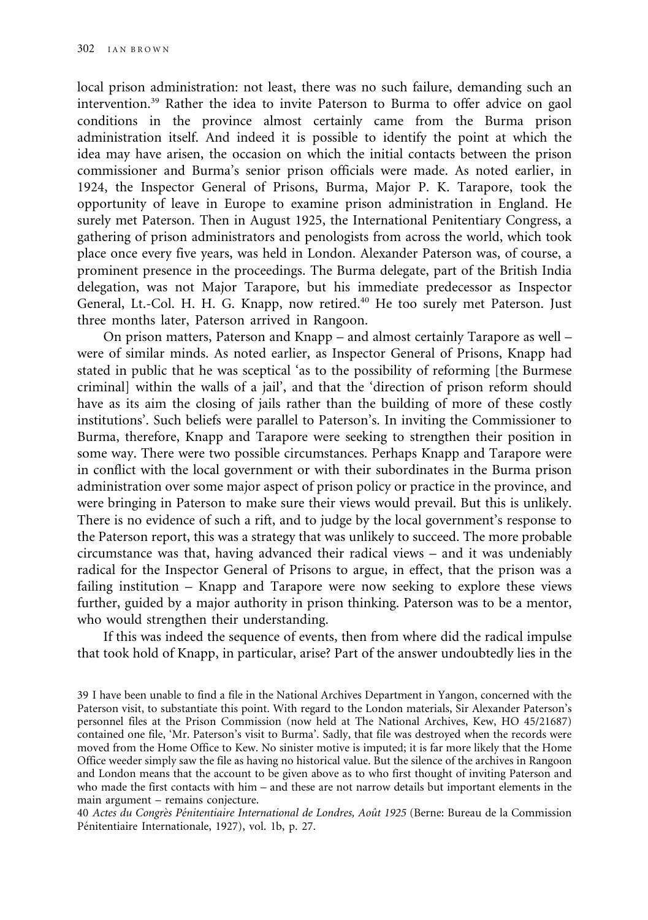local prison administration: not least, there was no such failure, demanding such an intervention.[39] Rather the idea to invite Paterson to Burma to offer advice on gaol conditions in the province almost certainly came from the Burma prison administration itself. And indeed it is possible to identify the point at which the idea may have arisen, the occasion on which the initial contacts between the prison commissioner and Burma's senior prison officials were made. As noted earlier, in 1924, the Inspector General of Prisons, Burma, Major P. K. Tarapore, took the opportunity of leave in Europe to examine prison administration in England. He surely met Paterson. Then in August 1925, the International Penitentiary Congress, a gathering of prison administrators and penologists from across the world, which took place once every five years, was held in London. Alexander Paterson was, of course, a prominent presence in the proceedings. The Burma delegate, part of the British India delegation, was not Major Tarapore, but his immediate predecessor as Inspector General, Lt.-Col. H. H. G. Knapp, now retired.[40] He too surely met Paterson. Just three months later, Paterson arrived in Rangoon.

On prison matters, Paterson and Knapp – and almost certainly Tarapore as well – were of similar minds. As noted earlier, as Inspector General of Prisons, Knapp had stated in public that he was sceptical 'as to the possibility of reforming [the Burmese criminal] within the walls of a jail', and that the 'direction of prison reform should have as its aim the closing of jails rather than the building of more of these costly institutions'. Such beliefs were parallel to Paterson's. In inviting the Commissioner to Burma, therefore, Knapp and Tarapore were seeking to strengthen their position in some way. There were two possible circumstances. Perhaps Knapp and Tarapore were in conflict with the local government or with their subordinates in the Burma prison administration over some major aspect of prison policy or practice in the province, and were bringing in Paterson to make sure their views would prevail. But this is unlikely. There is no evidence of such a rift, and to judge by the local government's response to the Paterson report, this was a strategy that was unlikely to succeed. The more probable circumstance was that, having advanced their radical views – and it was undeniably radical for the Inspector General of Prisons to argue, in effect, that the prison was a failing institution – Knapp and Tarapore were now seeking to explore these views further, guided by a major authority in prison thinking. Paterson was to be a mentor, who would strengthen their understanding.

If this was indeed the sequence of events, then from where did the radical impulse that took hold of Knapp, in particular, arise? Part of the answer undoubtedly lies in the

39 I have been unable to find a file in the National Archives Department in Yangon, concerned with the Paterson visit, to substantiate this point. With regard to the London materials, Sir Alexander Paterson's personnel files at the Prison Commission (now held at The National Archives, Kew, HO 45/21687) contained one file, 'Mr. Paterson's visit to Burma'. Sadly, that file was destroyed when the records were moved from the Home Office to Kew. No sinister motive is imputed; it is far more likely that the Home Office weeder simply saw the file as having no historical value. But the silence of the archives in Rangoon and London means that the account to be given above as to who first thought of inviting Paterson and who made the first contacts with him – and these are not narrow details but important elements in the main argument – remains conjecture.

40 *Actes du Congrès Pénitentiaire International de Londres, Août 1925* (Berne: Bureau de la Commission Pénitentiaire Internationale, 1927), vol. 1b, p. 27.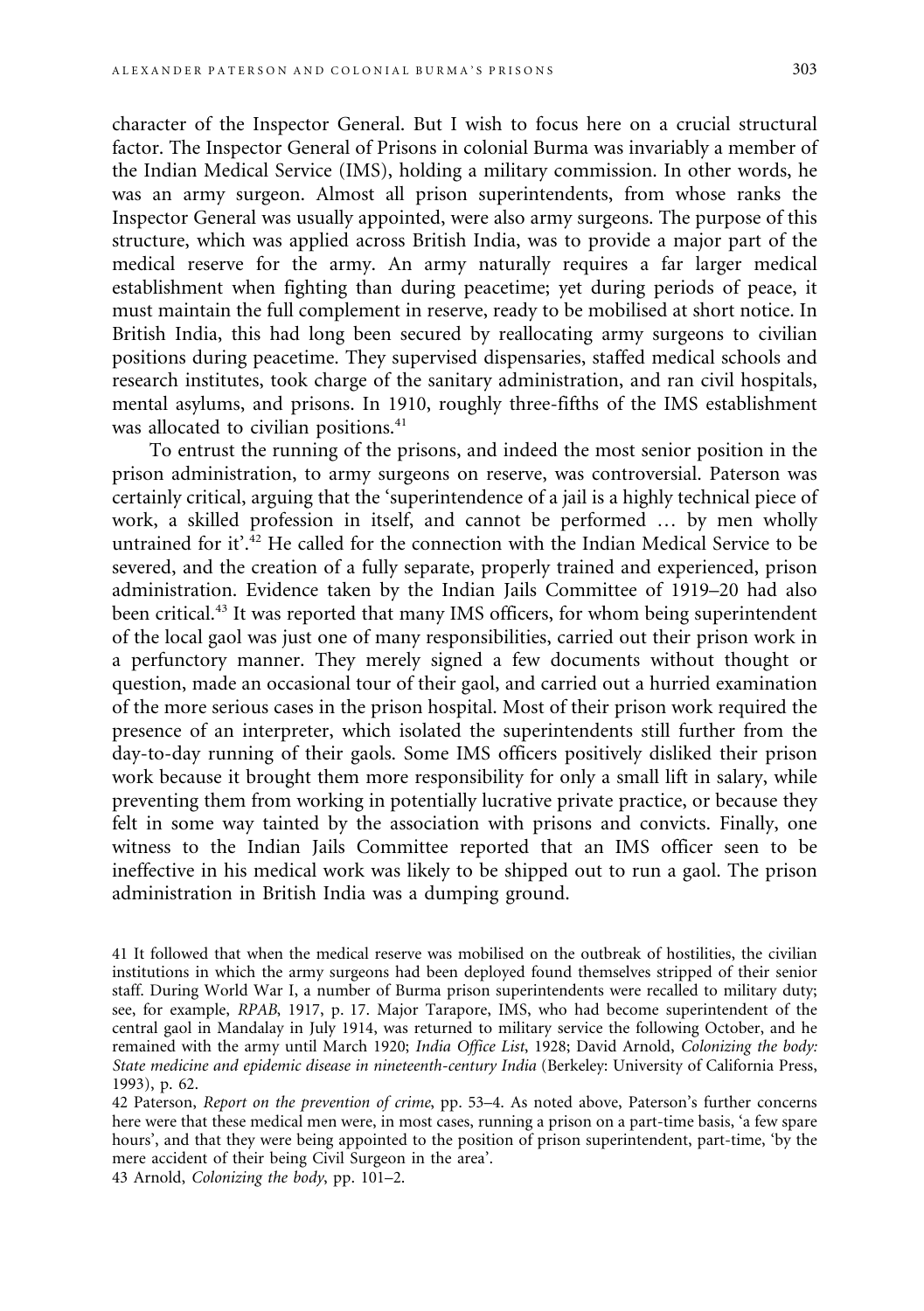character of the Inspector General. But I wish to focus here on a crucial structural factor. The Inspector General of Prisons in colonial Burma was invariably a member of the Indian Medical Service (IMS), holding a military commission. In other words, he was an army surgeon. Almost all prison superintendents, from whose ranks the Inspector General was usually appointed, were also army surgeons. The purpose of this structure, which was applied across British India, was to provide a major part of the medical reserve for the army. An army naturally requires a far larger medical establishment when fighting than during peacetime; yet during periods of peace, it must maintain the full complement in reserve, ready to be mobilised at short notice. In British India, this had long been secured by reallocating army surgeons to civilian positions during peacetime. They supervised dispensaries, staffed medical schools and research institutes, took charge of the sanitary administration, and ran civil hospitals, mental asylums, and prisons. In 1910, roughly three-fifths of the IMS establishment was allocated to civilian positions.[41]

To entrust the running of the prisons, and indeed the most senior position in the prison administration, to army surgeons on reserve, was controversial. Paterson was certainly critical, arguing that the 'superintendence of a jail is a highly technical piece of work, a skilled profession in itself, and cannot be performed … by men wholly untrained for it'.[42] He called for the connection with the Indian Medical Service to be severed, and the creation of a fully separate, properly trained and experienced, prison administration. Evidence taken by the Indian Jails Committee of 1919–20 had also been critical.[43] It was reported that many IMS officers, for whom being superintendent of the local gaol was just one of many responsibilities, carried out their prison work in a perfunctory manner. They merely signed a few documents without thought or question, made an occasional tour of their gaol, and carried out a hurried examination of the more serious cases in the prison hospital. Most of their prison work required the presence of an interpreter, which isolated the superintendents still further from the day-to-day running of their gaols. Some IMS officers positively disliked their prison work because it brought them more responsibility for only a small lift in salary, while preventing them from working in potentially lucrative private practice, or because they felt in some way tainted by the association with prisons and convicts. Finally, one witness to the Indian Jails Committee reported that an IMS officer seen to be ineffective in his medical work was likely to be shipped out to run a gaol. The prison administration in British India was a dumping ground.

41 It followed that when the medical reserve was mobilised on the outbreak of hostilities, the civilian institutions in which the army surgeons had been deployed found themselves stripped of their senior staff. During World War I, a number of Burma prison superintendents were recalled to military duty; see, for example, *RPAB*, 1917, p. 17. Major Tarapore, IMS, who had become superintendent of the central gaol in Mandalay in July 1914, was returned to military service the following October, and he remained with the army until March 1920; *India Office List*, 1928; David Arnold, *Colonizing the body: State medicine and epidemic disease in nineteenth-century India* (Berkeley: University of California Press, 1993), p. 62.

42 Paterson, *Report on the prevention of crime*, pp. 53–4. As noted above, Paterson's further concerns here were that these medical men were, in most cases, running a prison on a part-time basis, 'a few spare hours', and that they were being appointed to the position of prison superintendent, part-time, 'by the mere accident of their being Civil Surgeon in the area'.

43 Arnold, *Colonizing the body*, pp. 101–2.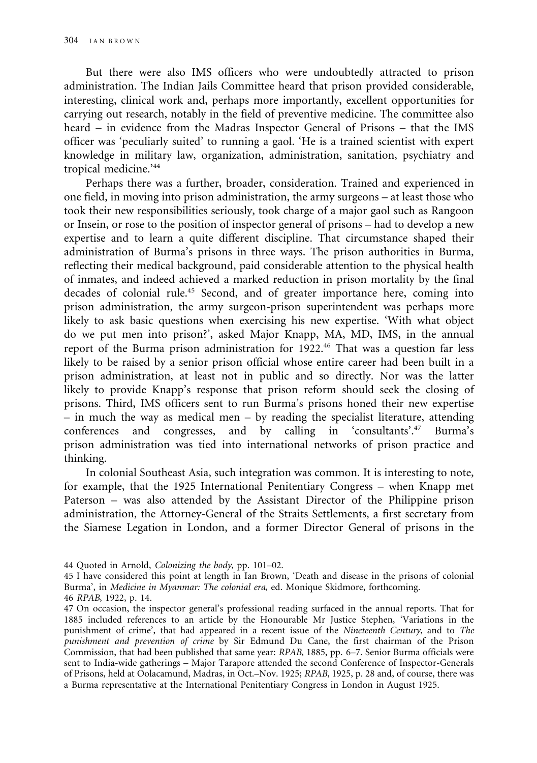But there were also IMS officers who were undoubtedly attracted to prison administration. The Indian Jails Committee heard that prison provided considerable, interesting, clinical work and, perhaps more importantly, excellent opportunities for carrying out research, notably in the field of preventive medicine. The committee also heard – in evidence from the Madras Inspector General of Prisons – that the IMS officer was 'peculiarly suited' to running a gaol. 'He is a trained scientist with expert knowledge in military law, organization, administration, sanitation, psychiatry and tropical medicine.'[44]

Perhaps there was a further, broader, consideration. Trained and experienced in one field, in moving into prison administration, the army surgeons – at least those who took their new responsibilities seriously, took charge of a major gaol such as Rangoon or Insein, or rose to the position of inspector general of prisons – had to develop a new expertise and to learn a quite different discipline. That circumstance shaped their administration of Burma's prisons in three ways. The prison authorities in Burma, reflecting their medical background, paid considerable attention to the physical health of inmates, and indeed achieved a marked reduction in prison mortality by the final decades of colonial rule.[45] Second, and of greater importance here, coming into prison administration, the army surgeon-prison superintendent was perhaps more likely to ask basic questions when exercising his new expertise. 'With what object do we put men into prison?', asked Major Knapp, MA, MD, IMS, in the annual report of the Burma prison administration for 1922.[46] That was a question far less likely to be raised by a senior prison official whose entire career had been built in a prison administration, at least not in public and so directly. Nor was the latter likely to provide Knapp's response that prison reform should seek the closing of prisons. Third, IMS officers sent to run Burma's prisons honed their new expertise – in much the way as medical men – by reading the specialist literature, attending conferences and congresses, and by calling in 'consultants'.[47] Burma's prison administration was tied into international networks of prison practice and thinking.

In colonial Southeast Asia, such integration was common. It is interesting to note, for example, that the 1925 International Penitentiary Congress – when Knapp met Paterson – was also attended by the Assistant Director of the Philippine prison administration, the Attorney-General of the Straits Settlements, a first secretary from the Siamese Legation in London, and a former Director General of prisons in the

44 Quoted in Arnold, *Colonizing the body*, pp. 101–02.

45 I have considered this point at length in Ian Brown, 'Death and disease in the prisons of colonial Burma', in *Medicine in Myanmar: The colonial era*, ed. Monique Skidmore, forthcoming.

46 *RPAB*, 1922, p. 14.

47 On occasion, the inspector general's professional reading surfaced in the annual reports. That for 1885 included references to an article by the Honourable Mr Justice Stephen, 'Variations in the punishment of crime', that had appeared in a recent issue of the *Nineteenth Century*, and to *The punishment and prevention of crime* by Sir Edmund Du Cane, the first chairman of the Prison Commission, that had been published that same year: *RPAB*, 1885, pp. 6–7. Senior Burma officials were sent to India-wide gatherings – Major Tarapore attended the second Conference of Inspector-Generals of Prisons, held at Ootacamund, Madras, in Oct.–Nov. 1925; *RPAB*, 1925, p. 28 and, of course, there was a Burma representative at the International Penitentiary Congress in London in August 1925.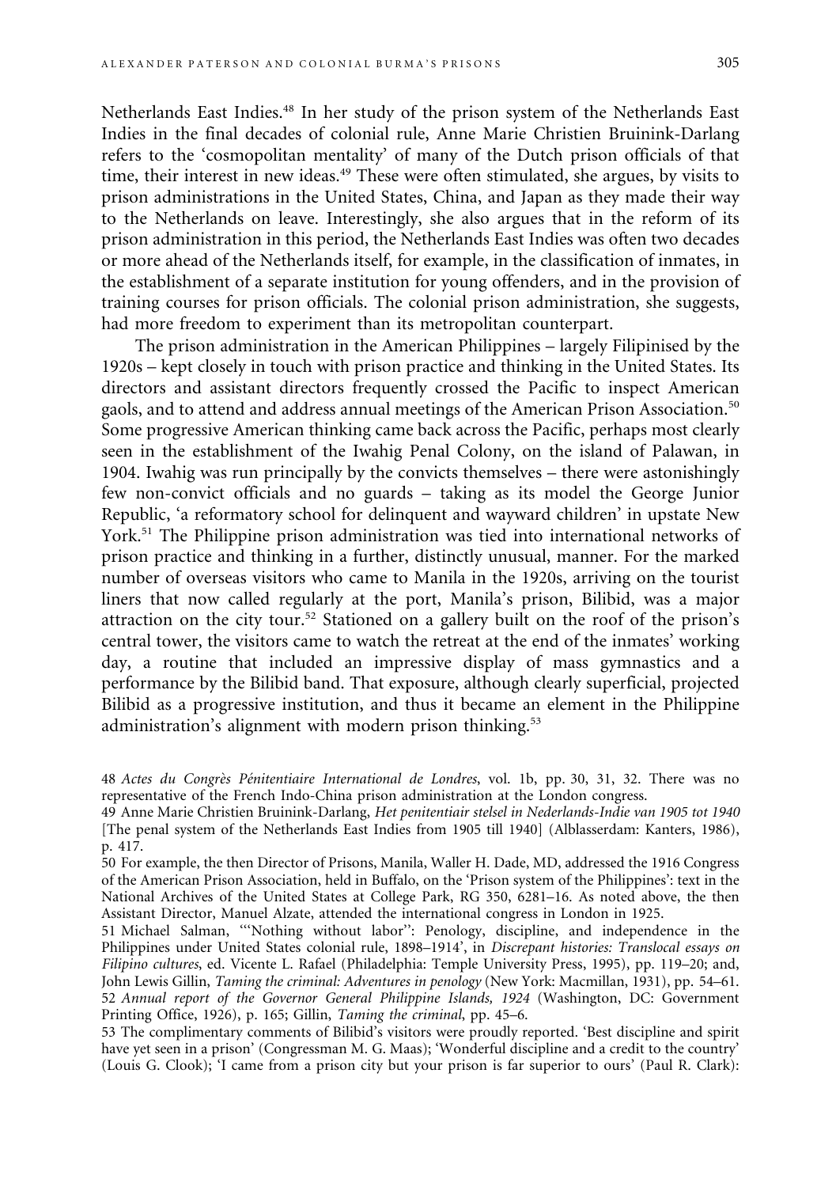Netherlands East Indies.[48] In her study of the prison system of the Netherlands East Indies in the final decades of colonial rule, Anne Marie Christien Bruinink-Darlang refers to the 'cosmopolitan mentality' of many of the Dutch prison officials of that time, their interest in new ideas.[49] These were often stimulated, she argues, by visits to prison administrations in the United States, China, and Japan as they made their way to the Netherlands on leave. Interestingly, she also argues that in the reform of its prison administration in this period, the Netherlands East Indies was often two decades or more ahead of the Netherlands itself, for example, in the classification of inmates, in the establishment of a separate institution for young offenders, and in the provision of training courses for prison officials. The colonial prison administration, she suggests, had more freedom to experiment than its metropolitan counterpart.

The prison administration in the American Philippines – largely Filipinised by the 1920s – kept closely in touch with prison practice and thinking in the United States. Its directors and assistant directors frequently crossed the Pacific to inspect American gaols, and to attend and address annual meetings of the American Prison Association.[50] Some progressive American thinking came back across the Pacific, perhaps most clearly seen in the establishment of the Iwahig Penal Colony, on the island of Palawan, in 1904. Iwahig was run principally by the convicts themselves – there were astonishingly few non-convict officials and no guards – taking as its model the George Junior Republic, 'a reformatory school for delinquent and wayward children' in upstate New York.[51] The Philippine prison administration was tied into international networks of prison practice and thinking in a further, distinctly unusual, manner. For the marked number of overseas visitors who came to Manila in the 1920s, arriving on the tourist liners that now called regularly at the port, Manila's prison, Bilibid, was a major attraction on the city tour.[52] Stationed on a gallery built on the roof of the prison's central tower, the visitors came to watch the retreat at the end of the inmates' working day, a routine that included an impressive display of mass gymnastics and a performance by the Bilibid band. That exposure, although clearly superficial, projected Bilibid as a progressive institution, and thus it became an element in the Philippine administration's alignment with modern prison thinking.[53]

48 *Actes du Congrès Pénitentiaire International de Londres*, vol. 1b, pp. 30, 31, 32. There was no representative of the French Indo-China prison administration at the London congress.

49 Anne Marie Christien Bruinink-Darlang, *Het penitentiair stelsel in Nederlands-Indie van 1905 tot 1940* [The penal system of the Netherlands East Indies from 1905 till 1940] (Alblasserdam: Kanters, 1986), p. 417.

50 For example, the then Director of Prisons, Manila, Waller H. Dade, MD, addressed the 1916 Congress of the American Prison Association, held in Buffalo, on the 'Prison system of the Philippines': text in the National Archives of the United States at College Park, RG 350, 6281–16. As noted above, the then Assistant Director, Manuel Alzate, attended the international congress in London in 1925.

51 Michael Salman, '"Nothing without labor": Penology, discipline, and independence in the Philippines under United States colonial rule, 1898–1914', in *Discrepant histories: Translocal essays on Filipino cultures*, ed. Vicente L. Rafael (Philadelphia: Temple University Press, 1995), pp. 119–20; and, John Lewis Gillin, *Taming the criminal: Adventures in penology* (New York: Macmillan, 1931), pp. 54–61.

52 *Annual report of the Governor General Philippine Islands, 1924* (Washington, DC: Government Printing Office, 1926), p. 165; Gillin, *Taming the criminal*, pp. 45–6.

53 The complimentary comments of Bilibid's visitors were proudly reported. 'Best discipline and spirit have yet seen in a prison' (Congressman M. G. Maas); 'Wonderful discipline and a credit to the country' (Louis G. Clook); 'I came from a prison city but your prison is far superior to ours' (Paul R. Clark):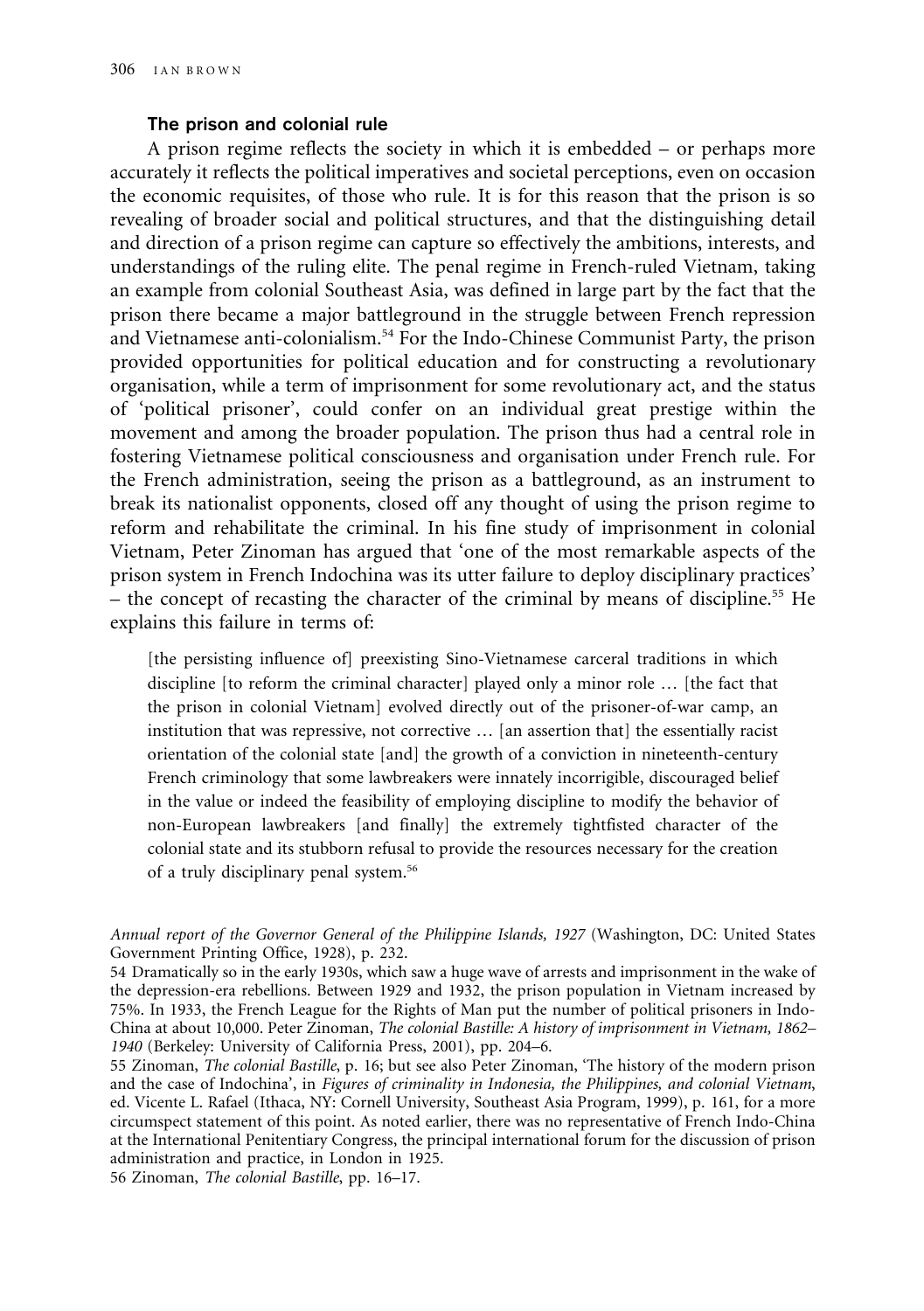### The prison and colonial rule

A prison regime reflects the society in which it is embedded – or perhaps more accurately it reflects the political imperatives and societal perceptions, even on occasion the economic requisites, of those who rule. It is for this reason that the prison is so revealing of broader social and political structures, and that the distinguishing detail and direction of a prison regime can capture so effectively the ambitions, interests, and understandings of the ruling elite. The penal regime in French-ruled Vietnam, taking an example from colonial Southeast Asia, was defined in large part by the fact that the prison there became a major battleground in the struggle between French repression and Vietnamese anti-colonialism.[54] For the Indo-Chinese Communist Party, the prison provided opportunities for political education and for constructing a revolutionary organisation, while a term of imprisonment for some revolutionary act, and the status of 'political prisoner', could confer on an individual great prestige within the movement and among the broader population. The prison thus had a central role in fostering Vietnamese political consciousness and organisation under French rule. For the French administration, seeing the prison as a battleground, as an instrument to break its nationalist opponents, closed off any thought of using the prison regime to reform and rehabilitate the criminal. In his fine study of imprisonment in colonial Vietnam, Peter Zinoman has argued that 'one of the most remarkable aspects of the prison system in French Indochina was its utter failure to deploy disciplinary practices' – the concept of recasting the character of the criminal by means of discipline.[55] He explains this failure in terms of:

> [the persisting influence of] preexisting Sino-Vietnamese carceral traditions in which discipline [to reform the criminal character] played only a minor role … [the fact that the prison in colonial Vietnam] evolved directly out of the prisoner-of-war camp, an institution that was repressive, not corrective … [an assertion that] the essentially racist orientation of the colonial state [and] the growth of a conviction in nineteenth-century French criminology that some lawbreakers were innately incorrigible, discouraged belief in the value or indeed the feasibility of employing discipline to modify the behavior of non-European lawbreakers [and finally] the extremely tightfisted character of the colonial state and its stubborn refusal to provide the resources necessary for the creation of a truly disciplinary penal system.[56]

*Annual report of the Governor General of the Philippine Islands, 1927* (Washington, DC: United States Government Printing Office, 1928), p. 232.

54 Dramatically so in the early 1930s, which saw a huge wave of arrests and imprisonment in the wake of the depression-era rebellions. Between 1929 and 1932, the prison population in Vietnam increased by 75%. In 1933, the French League for the Rights of Man put the number of political prisoners in Indo-China at about 10,000. Peter Zinoman, *The colonial Bastille: A history of imprisonment in Vietnam, 1862–1940* (Berkeley: University of California Press, 2001), pp. 204–6.

55 Zinoman, *The colonial Bastille*, p. 16; but see also Peter Zinoman, 'The history of the modern prison and the case of Indochina', in *Figures of criminality in Indonesia, the Philippines, and colonial Vietnam*, ed. Vicente L. Rafael (Ithaca, NY: Cornell University, Southeast Asia Program, 1999), p. 161, for a more circumspect statement of this point. As noted earlier, there was no representative of French Indo-China at the International Penitentiary Congress, the principal international forum for the discussion of prison administration and practice, in London in 1925.

56 Zinoman, *The colonial Bastille*, pp. 16–17.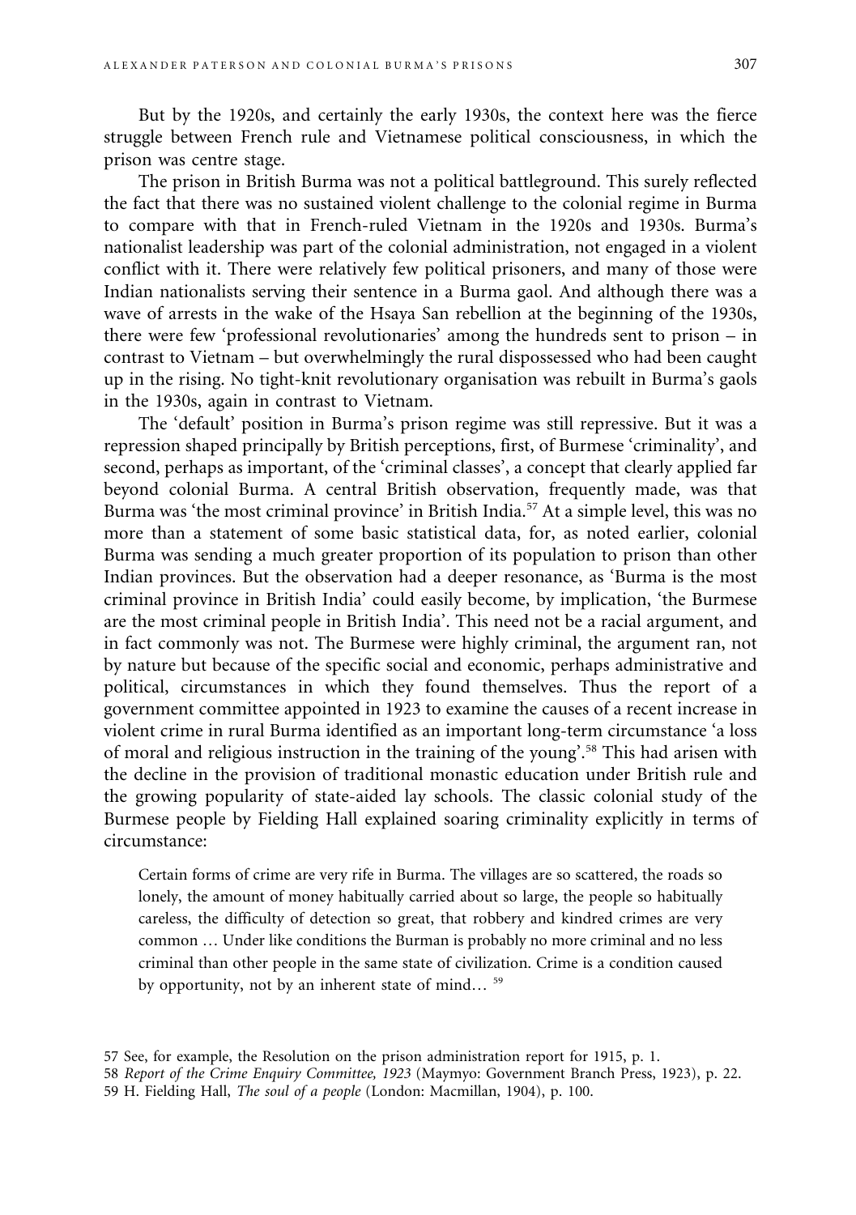But by the 1920s, and certainly the early 1930s, the context here was the fierce struggle between French rule and Vietnamese political consciousness, in which the prison was centre stage.

The prison in British Burma was not a political battleground. This surely reflected the fact that there was no sustained violent challenge to the colonial regime in Burma to compare with that in French-ruled Vietnam in the 1920s and 1930s. Burma's nationalist leadership was part of the colonial administration, not engaged in a violent conflict with it. There were relatively few political prisoners, and many of those were Indian nationalists serving their sentence in a Burma gaol. And although there was a wave of arrests in the wake of the Hsaya San rebellion at the beginning of the 1930s, there were few 'professional revolutionaries' among the hundreds sent to prison – in contrast to Vietnam – but overwhelmingly the rural dispossessed who had been caught up in the rising. No tight-knit revolutionary organisation was rebuilt in Burma's gaols in the 1930s, again in contrast to Vietnam.

The 'default' position in Burma's prison regime was still repressive. But it was a repression shaped principally by British perceptions, first, of Burmese 'criminality', and second, perhaps as important, of the 'criminal classes', a concept that clearly applied far beyond colonial Burma. A central British observation, frequently made, was that Burma was 'the most criminal province' in British India.[57] At a simple level, this was no more than a statement of some basic statistical data, for, as noted earlier, colonial Burma was sending a much greater proportion of its population to prison than other Indian provinces. But the observation had a deeper resonance, as 'Burma is the most criminal province in British India' could easily become, by implication, 'the Burmese are the most criminal people in British India'. This need not be a racial argument, and in fact commonly was not. The Burmese were highly criminal, the argument ran, not by nature but because of the specific social and economic, perhaps administrative and political, circumstances in which they found themselves. Thus the report of a government committee appointed in 1923 to examine the causes of a recent increase in violent crime in rural Burma identified as an important long-term circumstance 'a loss of moral and religious instruction in the training of the young'.[58] This had arisen with the decline in the provision of traditional monastic education under British rule and the growing popularity of state-aided lay schools. The classic colonial study of the Burmese people by Fielding Hall explained soaring criminality explicitly in terms of circumstance:

> Certain forms of crime are very rife in Burma. The villages are so scattered, the roads so lonely, the amount of money habitually carried about so large, the people so habitually careless, the difficulty of detection so great, that robbery and kindred crimes are very common … Under like conditions the Burman is probably no more criminal and no less criminal than other people in the same state of civilization. Crime is a condition caused by opportunity, not by an inherent state of mind… [59]

57 See, for example, the Resolution on the prison administration report for 1915, p. 1.

58 *Report of the Crime Enquiry Committee, 1923* (Maymyo: Government Branch Press, 1923), p. 22.

59 H. Fielding Hall, *The soul of a people* (London: Macmillan, 1904), p. 100.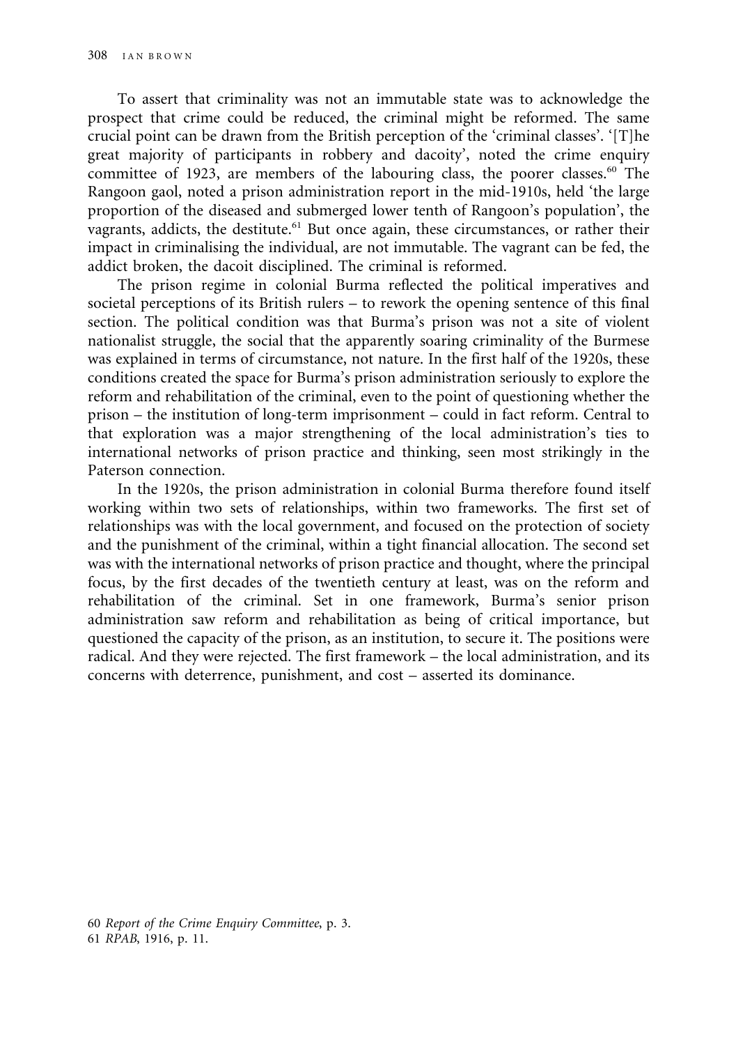To assert that criminality was not an immutable state was to acknowledge the prospect that crime could be reduced, the criminal might be reformed. The same crucial point can be drawn from the British perception of the 'criminal classes'. '[T]he great majority of participants in robbery and dacoity', noted the crime enquiry committee of 1923, are members of the labouring class, the poorer classes.[60] The Rangoon gaol, noted a prison administration report in the mid-1910s, held 'the large proportion of the diseased and submerged lower tenth of Rangoon's population', the vagrants, addicts, the destitute.[61] But once again, these circumstances, or rather their impact in criminalising the individual, are not immutable. The vagrant can be fed, the addict broken, the dacoit disciplined. The criminal is reformed.

The prison regime in colonial Burma reflected the political imperatives and societal perceptions of its British rulers – to rework the opening sentence of this final section. The political condition was that Burma's prison was not a site of violent nationalist struggle, the social that the apparently soaring criminality of the Burmese was explained in terms of circumstance, not nature. In the first half of the 1920s, these conditions created the space for Burma's prison administration seriously to explore the reform and rehabilitation of the criminal, even to the point of questioning whether the prison – the institution of long-term imprisonment – could in fact reform. Central to that exploration was a major strengthening of the local administration's ties to international networks of prison practice and thinking, seen most strikingly in the Paterson connection.

In the 1920s, the prison administration in colonial Burma therefore found itself working within two sets of relationships, within two frameworks. The first set of relationships was with the local government, and focused on the protection of society and the punishment of the criminal, within a tight financial allocation. The second set was with the international networks of prison practice and thought, where the principal focus, by the first decades of the twentieth century at least, was on the reform and rehabilitation of the criminal. Set in one framework, Burma's senior prison administration saw reform and rehabilitation as being of critical importance, but questioned the capacity of the prison, as an institution, to secure it. The positions were radical. And they were rejected. The first framework – the local administration, and its concerns with deterrence, punishment, and cost – asserted its dominance.

60 *Report of the Crime Enquiry Committee*, p. 3.
61 *RPAB*, 1916, p. 11.